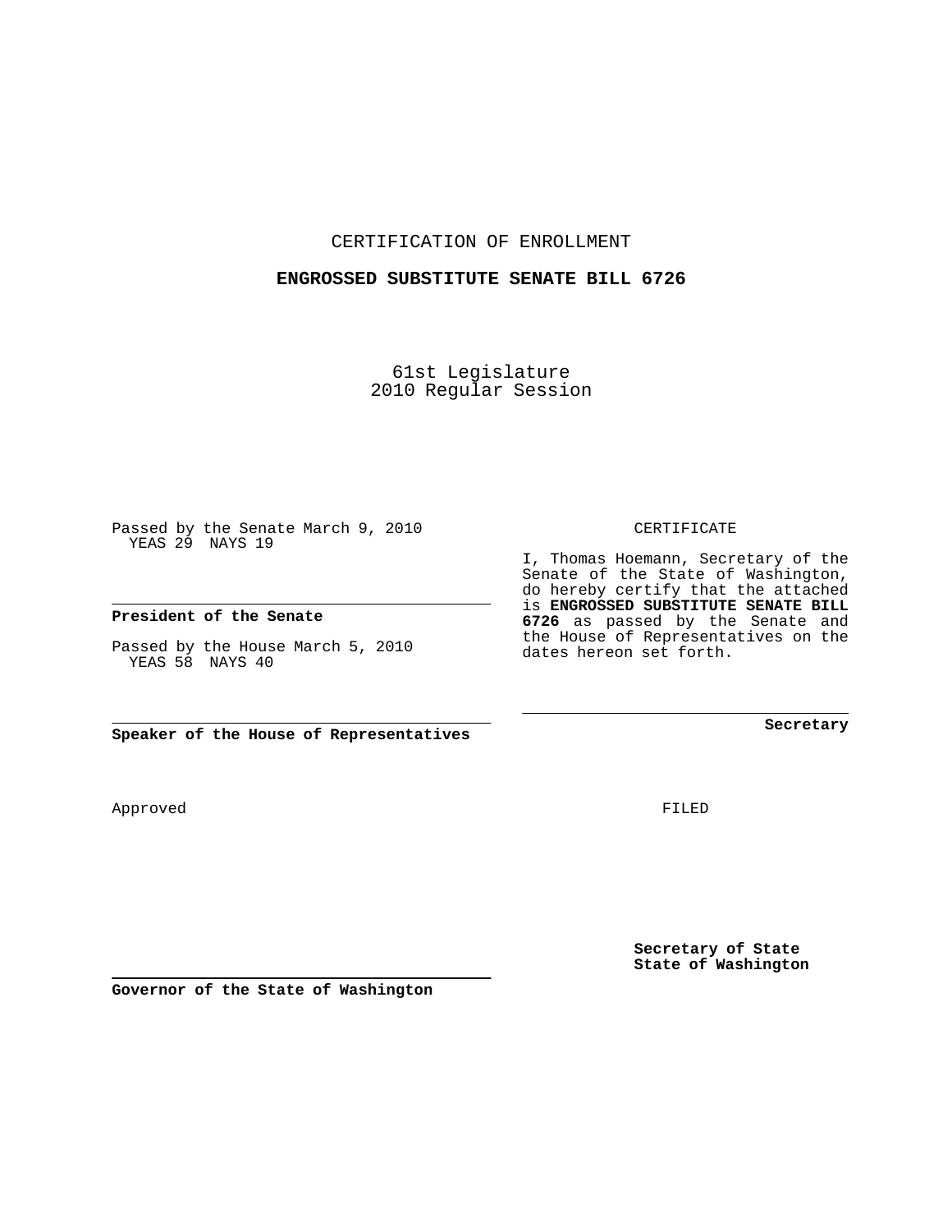CERTIFICATION OF ENROLLMENT

**ENGROSSED SUBSTITUTE SENATE BILL 6726**

61st Legislature
2010 Regular Session

Passed by the Senate March 9, 2010
YEAS 29 NAYS 19

**President of the Senate**

Passed by the House March 5, 2010
YEAS 58 NAYS 40

**Speaker of the House of Representatives**

CERTIFICATE

I, Thomas Hoemann, Secretary of the Senate of the State of Washington, do hereby certify that the attached is **ENGROSSED SUBSTITUTE SENATE BILL 6726** as passed by the Senate and the House of Representatives on the dates hereon set forth.

**Secretary**

Approved

FILED

**Secretary of State**
**State of Washington**

**Governor of the State of Washington**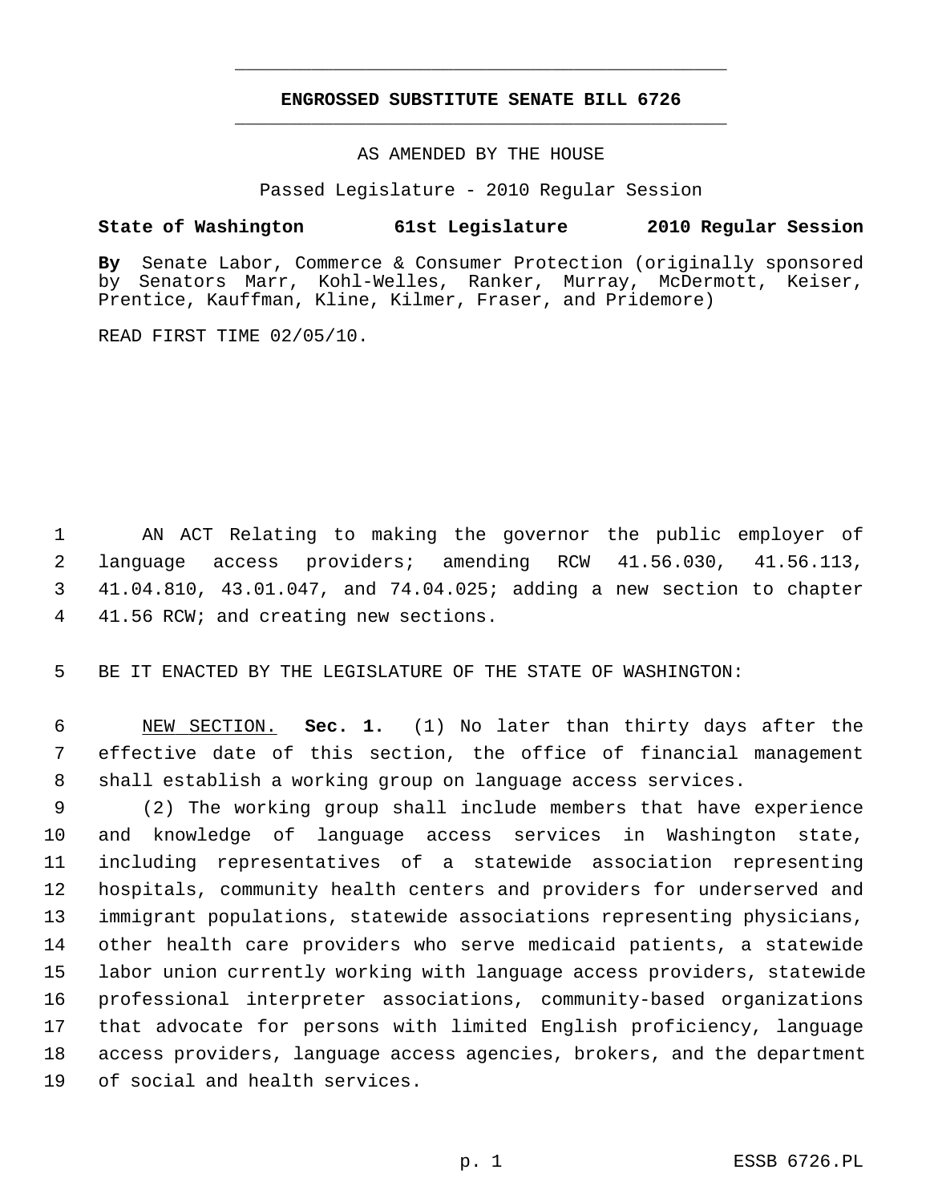# ENGROSSED SUBSTITUTE SENATE BILL 6726

AS AMENDED BY THE HOUSE

Passed Legislature - 2010 Regular Session

**State of Washington 61st Legislature 2010 Regular Session**

**By** Senate Labor, Commerce & Consumer Protection (originally sponsored by Senators Marr, Kohl-Welles, Ranker, Murray, McDermott, Keiser, Prentice, Kauffman, Kline, Kilmer, Fraser, and Pridemore)

READ FIRST TIME 02/05/10.

AN ACT Relating to making the governor the public employer of language access providers; amending RCW 41.56.030, 41.56.113, 41.04.810, 43.01.047, and 74.04.025; adding a new section to chapter 41.56 RCW; and creating new sections.

BE IT ENACTED BY THE LEGISLATURE OF THE STATE OF WASHINGTON:

NEW SECTION. **Sec. 1.** (1) No later than thirty days after the effective date of this section, the office of financial management shall establish a working group on language access services.

(2) The working group shall include members that have experience and knowledge of language access services in Washington state, including representatives of a statewide association representing hospitals, community health centers and providers for underserved and immigrant populations, statewide associations representing physicians, other health care providers who serve medicaid patients, a statewide labor union currently working with language access providers, statewide professional interpreter associations, community-based organizations that advocate for persons with limited English proficiency, language access providers, language access agencies, brokers, and the department of social and health services.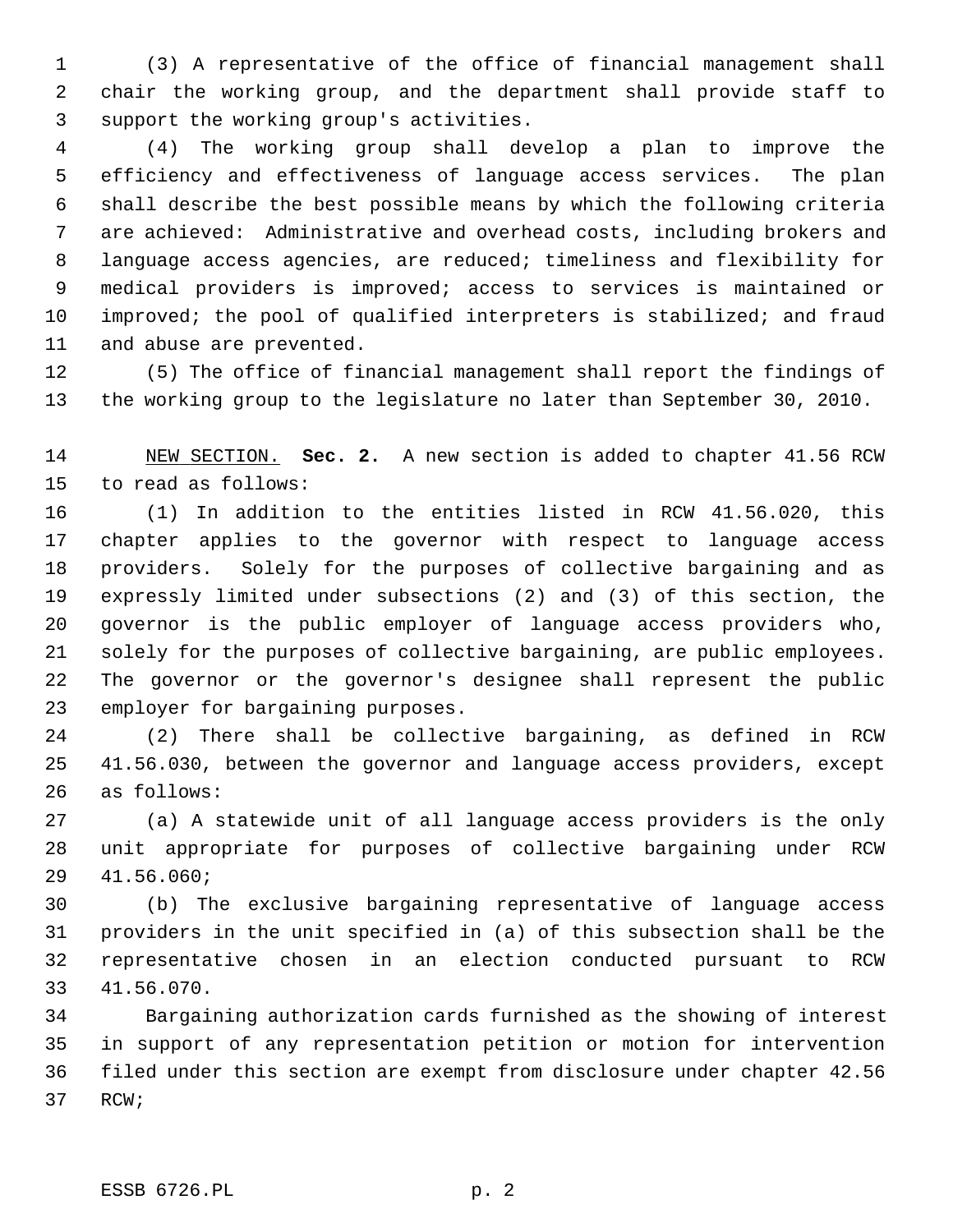(3) A representative of the office of financial management shall chair the working group, and the department shall provide staff to support the working group's activities.

(4) The working group shall develop a plan to improve the efficiency and effectiveness of language access services. The plan shall describe the best possible means by which the following criteria are achieved: Administrative and overhead costs, including brokers and language access agencies, are reduced; timeliness and flexibility for medical providers is improved; access to services is maintained or improved; the pool of qualified interpreters is stabilized; and fraud and abuse are prevented.

(5) The office of financial management shall report the findings of the working group to the legislature no later than September 30, 2010.

NEW SECTION. **Sec. 2.** A new section is added to chapter 41.56 RCW to read as follows:

(1) In addition to the entities listed in RCW 41.56.020, this chapter applies to the governor with respect to language access providers. Solely for the purposes of collective bargaining and as expressly limited under subsections (2) and (3) of this section, the governor is the public employer of language access providers who, solely for the purposes of collective bargaining, are public employees. The governor or the governor's designee shall represent the public employer for bargaining purposes.

(2) There shall be collective bargaining, as defined in RCW 41.56.030, between the governor and language access providers, except as follows:

(a) A statewide unit of all language access providers is the only unit appropriate for purposes of collective bargaining under RCW 41.56.060;

(b) The exclusive bargaining representative of language access providers in the unit specified in (a) of this subsection shall be the representative chosen in an election conducted pursuant to RCW 41.56.070.

Bargaining authorization cards furnished as the showing of interest in support of any representation petition or motion for intervention filed under this section are exempt from disclosure under chapter 42.56 RCW;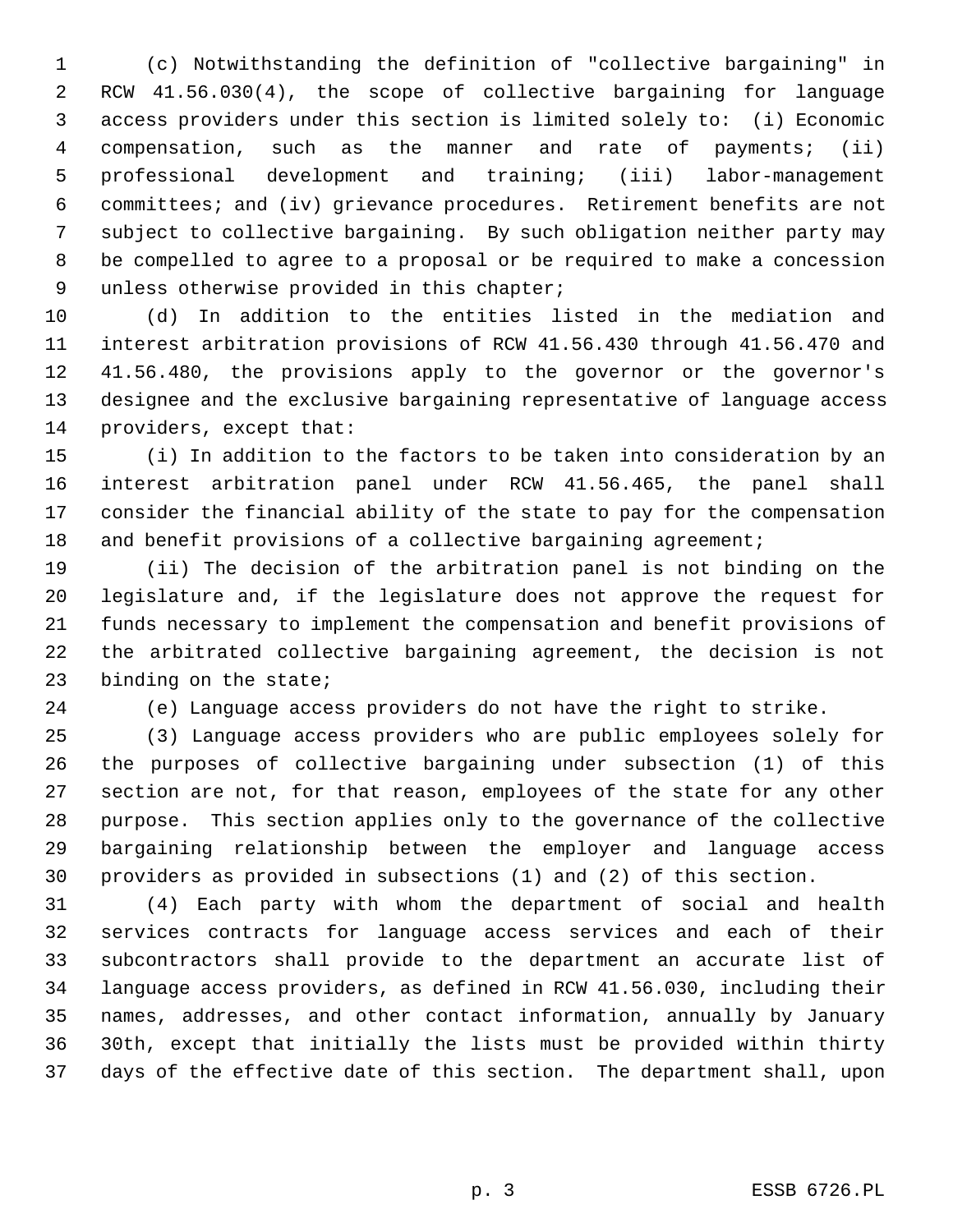(c) Notwithstanding the definition of "collective bargaining" in RCW 41.56.030(4), the scope of collective bargaining for language access providers under this section is limited solely to: (i) Economic compensation, such as the manner and rate of payments; (ii) professional development and training; (iii) labor-management committees; and (iv) grievance procedures. Retirement benefits are not subject to collective bargaining. By such obligation neither party may be compelled to agree to a proposal or be required to make a concession unless otherwise provided in this chapter;

(d) In addition to the entities listed in the mediation and interest arbitration provisions of RCW 41.56.430 through 41.56.470 and 41.56.480, the provisions apply to the governor or the governor's designee and the exclusive bargaining representative of language access providers, except that:

(i) In addition to the factors to be taken into consideration by an interest arbitration panel under RCW 41.56.465, the panel shall consider the financial ability of the state to pay for the compensation and benefit provisions of a collective bargaining agreement;

(ii) The decision of the arbitration panel is not binding on the legislature and, if the legislature does not approve the request for funds necessary to implement the compensation and benefit provisions of the arbitrated collective bargaining agreement, the decision is not binding on the state;

(e) Language access providers do not have the right to strike.

(3) Language access providers who are public employees solely for the purposes of collective bargaining under subsection (1) of this section are not, for that reason, employees of the state for any other purpose. This section applies only to the governance of the collective bargaining relationship between the employer and language access providers as provided in subsections (1) and (2) of this section.

(4) Each party with whom the department of social and health services contracts for language access services and each of their subcontractors shall provide to the department an accurate list of language access providers, as defined in RCW 41.56.030, including their names, addresses, and other contact information, annually by January 30th, except that initially the lists must be provided within thirty days of the effective date of this section. The department shall, upon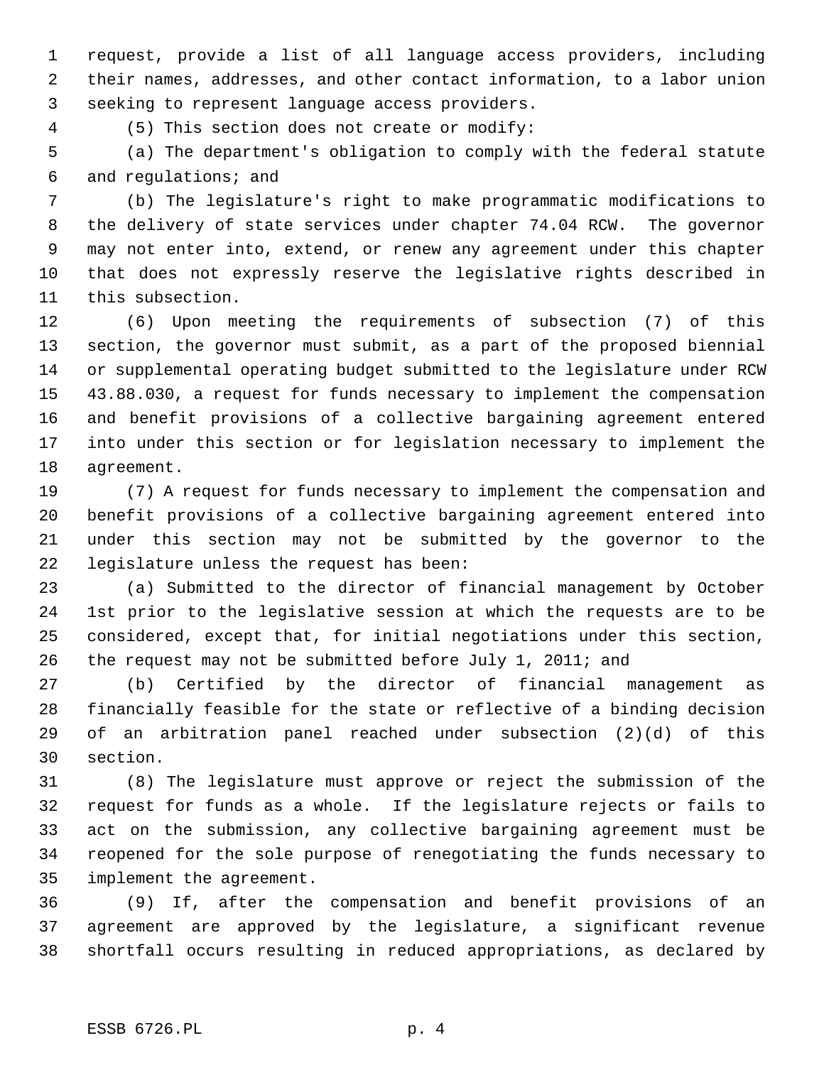request, provide a list of all language access providers, including their names, addresses, and other contact information, to a labor union seeking to represent language access providers.

(5) This section does not create or modify:

(a) The department's obligation to comply with the federal statute and regulations; and

(b) The legislature's right to make programmatic modifications to the delivery of state services under chapter 74.04 RCW. The governor may not enter into, extend, or renew any agreement under this chapter that does not expressly reserve the legislative rights described in this subsection.

(6) Upon meeting the requirements of subsection (7) of this section, the governor must submit, as a part of the proposed biennial or supplemental operating budget submitted to the legislature under RCW 43.88.030, a request for funds necessary to implement the compensation and benefit provisions of a collective bargaining agreement entered into under this section or for legislation necessary to implement the agreement.

(7) A request for funds necessary to implement the compensation and benefit provisions of a collective bargaining agreement entered into under this section may not be submitted by the governor to the legislature unless the request has been:

(a) Submitted to the director of financial management by October 1st prior to the legislative session at which the requests are to be considered, except that, for initial negotiations under this section, the request may not be submitted before July 1, 2011; and

(b) Certified by the director of financial management as financially feasible for the state or reflective of a binding decision of an arbitration panel reached under subsection (2)(d) of this section.

(8) The legislature must approve or reject the submission of the request for funds as a whole. If the legislature rejects or fails to act on the submission, any collective bargaining agreement must be reopened for the sole purpose of renegotiating the funds necessary to implement the agreement.

(9) If, after the compensation and benefit provisions of an agreement are approved by the legislature, a significant revenue shortfall occurs resulting in reduced appropriations, as declared by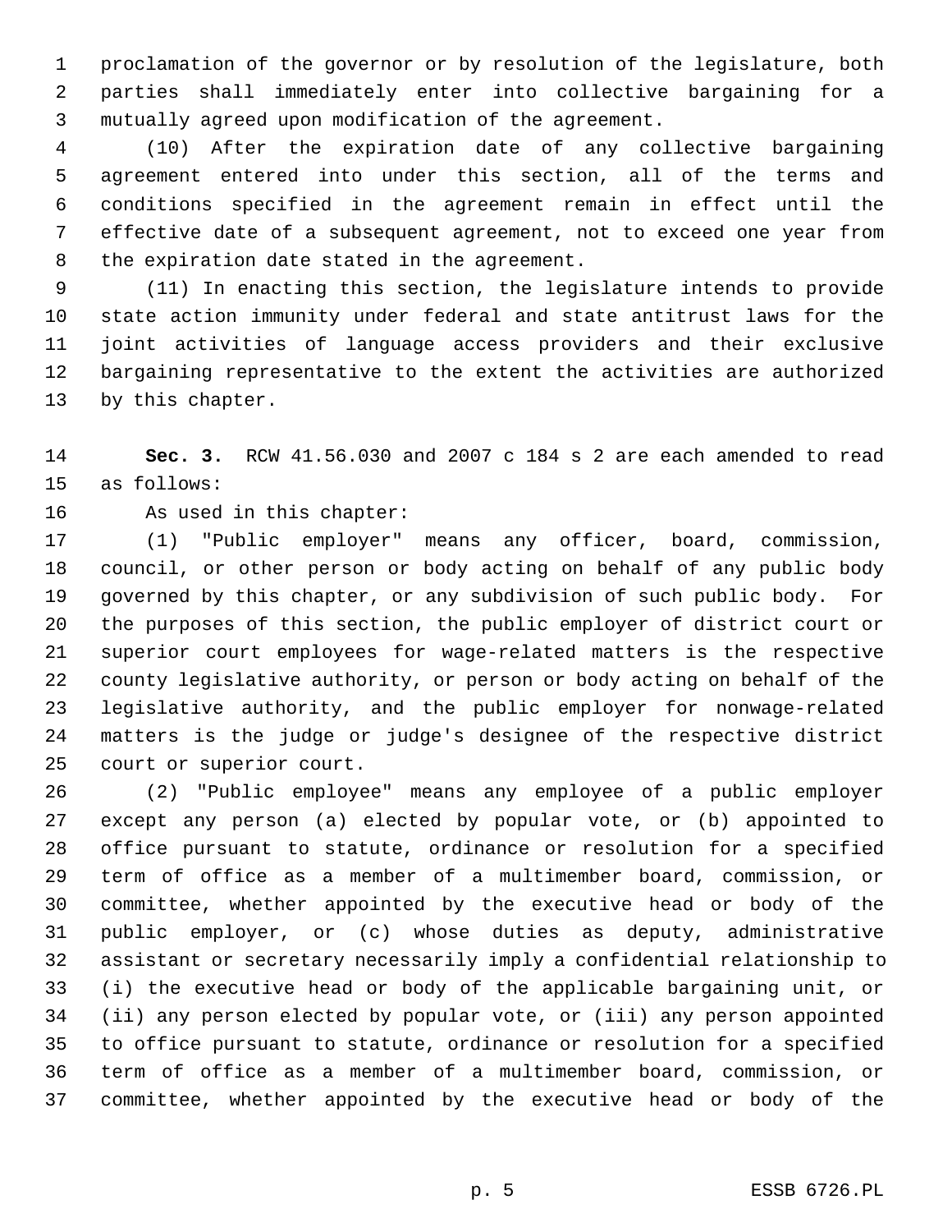proclamation of the governor or by resolution of the legislature, both parties shall immediately enter into collective bargaining for a mutually agreed upon modification of the agreement.

(10) After the expiration date of any collective bargaining agreement entered into under this section, all of the terms and conditions specified in the agreement remain in effect until the effective date of a subsequent agreement, not to exceed one year from the expiration date stated in the agreement.

(11) In enacting this section, the legislature intends to provide state action immunity under federal and state antitrust laws for the joint activities of language access providers and their exclusive bargaining representative to the extent the activities are authorized by this chapter.

**Sec. 3.** RCW 41.56.030 and 2007 c 184 s 2 are each amended to read as follows:

As used in this chapter:

(1) "Public employer" means any officer, board, commission, council, or other person or body acting on behalf of any public body governed by this chapter, or any subdivision of such public body. For the purposes of this section, the public employer of district court or superior court employees for wage-related matters is the respective county legislative authority, or person or body acting on behalf of the legislative authority, and the public employer for nonwage-related matters is the judge or judge's designee of the respective district court or superior court.

(2) "Public employee" means any employee of a public employer except any person (a) elected by popular vote, or (b) appointed to office pursuant to statute, ordinance or resolution for a specified term of office as a member of a multimember board, commission, or committee, whether appointed by the executive head or body of the public employer, or (c) whose duties as deputy, administrative assistant or secretary necessarily imply a confidential relationship to (i) the executive head or body of the applicable bargaining unit, or (ii) any person elected by popular vote, or (iii) any person appointed to office pursuant to statute, ordinance or resolution for a specified term of office as a member of a multimember board, commission, or committee, whether appointed by the executive head or body of the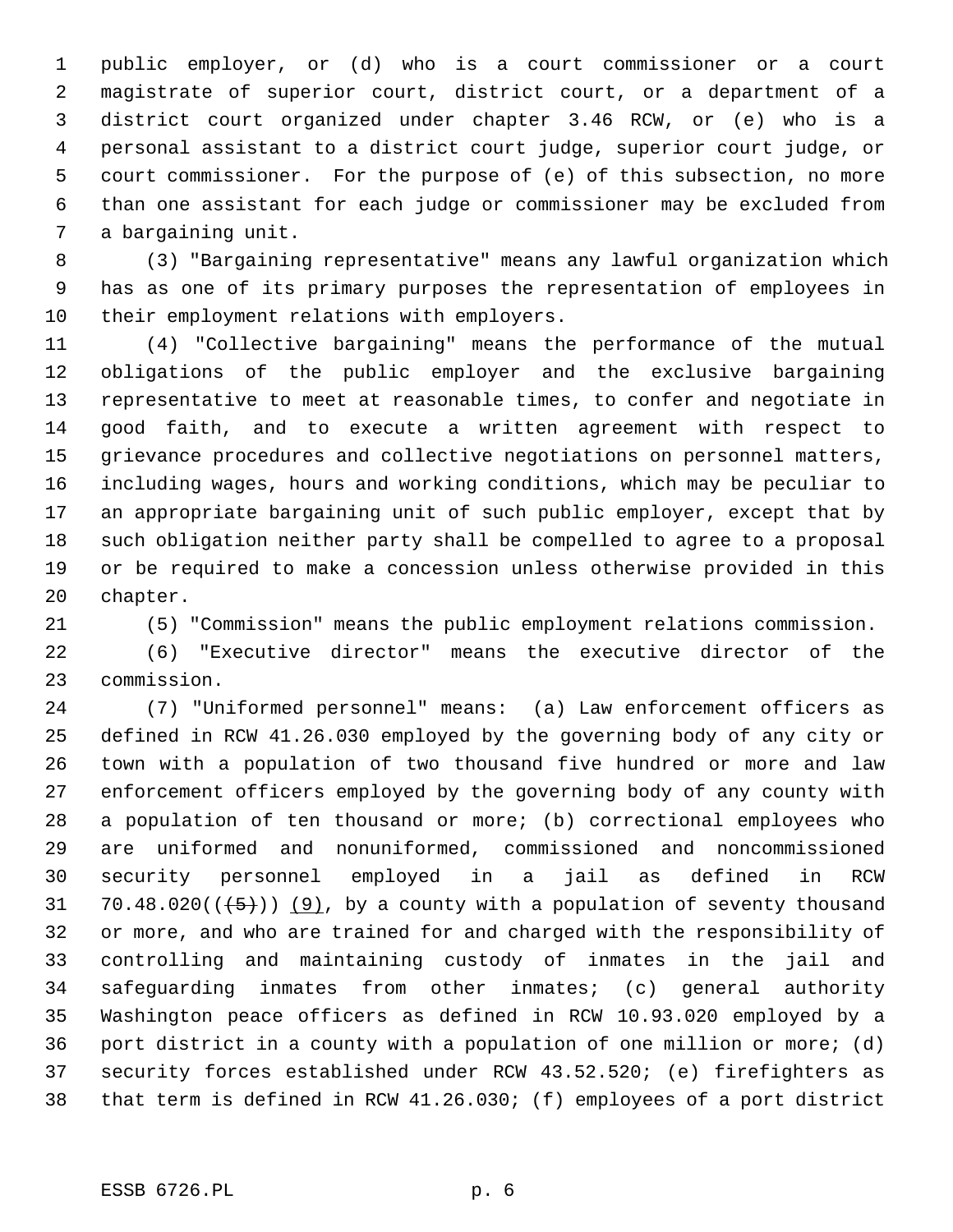public employer, or (d) who is a court commissioner or a court magistrate of superior court, district court, or a department of a district court organized under chapter 3.46 RCW, or (e) who is a personal assistant to a district court judge, superior court judge, or court commissioner. For the purpose of (e) of this subsection, no more than one assistant for each judge or commissioner may be excluded from a bargaining unit.

(3) "Bargaining representative" means any lawful organization which has as one of its primary purposes the representation of employees in their employment relations with employers.

(4) "Collective bargaining" means the performance of the mutual obligations of the public employer and the exclusive bargaining representative to meet at reasonable times, to confer and negotiate in good faith, and to execute a written agreement with respect to grievance procedures and collective negotiations on personnel matters, including wages, hours and working conditions, which may be peculiar to an appropriate bargaining unit of such public employer, except that by such obligation neither party shall be compelled to agree to a proposal or be required to make a concession unless otherwise provided in this chapter.

(5) "Commission" means the public employment relations commission.

(6) "Executive director" means the executive director of the commission.

(7) "Uniformed personnel" means: (a) Law enforcement officers as defined in RCW 41.26.030 employed by the governing body of any city or town with a population of two thousand five hundred or more and law enforcement officers employed by the governing body of any county with a population of ten thousand or more; (b) correctional employees who are uniformed and nonuniformed, commissioned and noncommissioned security personnel employed in a jail as defined in RCW 70.48.020(((5))) (9), by a county with a population of seventy thousand or more, and who are trained for and charged with the responsibility of controlling and maintaining custody of inmates in the jail and safeguarding inmates from other inmates; (c) general authority Washington peace officers as defined in RCW 10.93.020 employed by a port district in a county with a population of one million or more; (d) security forces established under RCW 43.52.520; (e) firefighters as that term is defined in RCW 41.26.030; (f) employees of a port district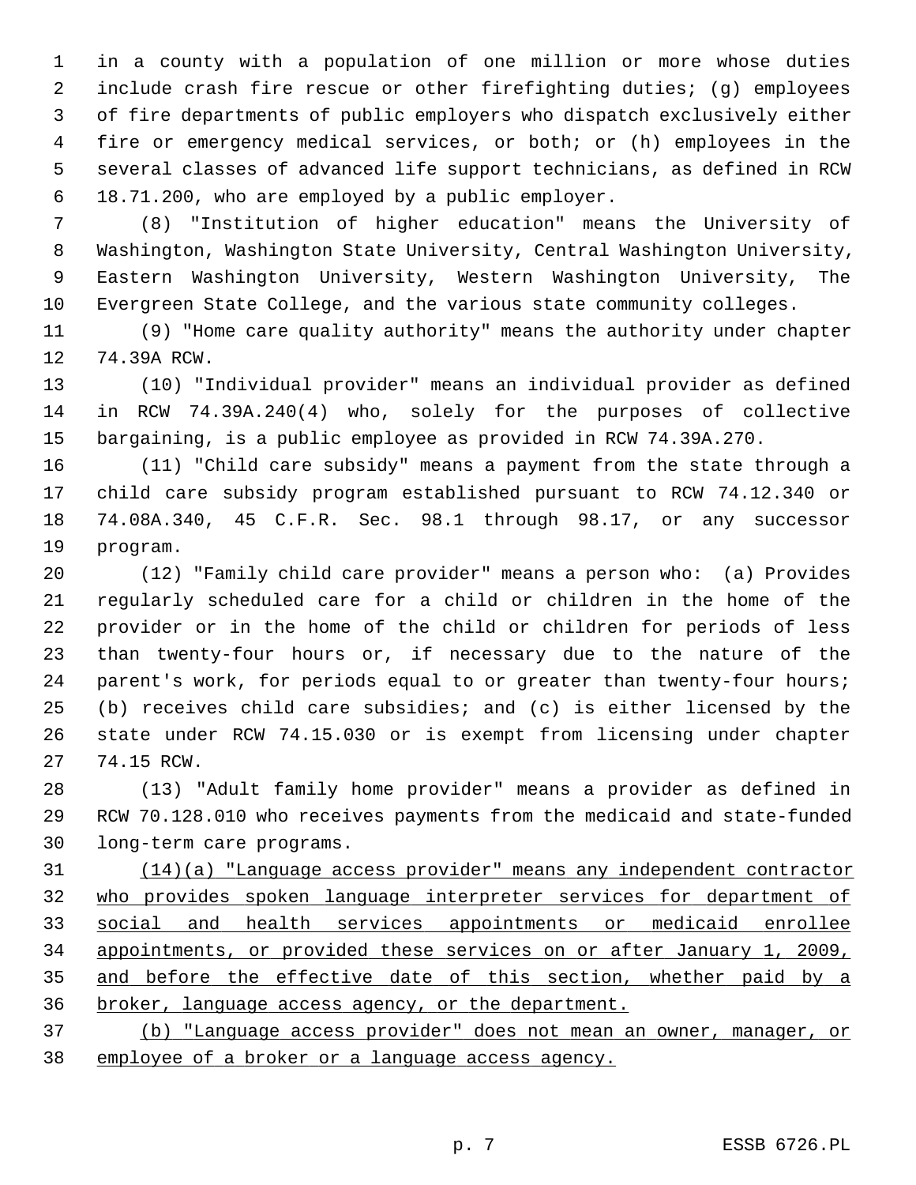in a county with a population of one million or more whose duties include crash fire rescue or other firefighting duties; (g) employees of fire departments of public employers who dispatch exclusively either fire or emergency medical services, or both; or (h) employees in the several classes of advanced life support technicians, as defined in RCW 18.71.200, who are employed by a public employer.

(8) "Institution of higher education" means the University of Washington, Washington State University, Central Washington University, Eastern Washington University, Western Washington University, The Evergreen State College, and the various state community colleges.

(9) "Home care quality authority" means the authority under chapter 74.39A RCW.

(10) "Individual provider" means an individual provider as defined in RCW 74.39A.240(4) who, solely for the purposes of collective bargaining, is a public employee as provided in RCW 74.39A.270.

(11) "Child care subsidy" means a payment from the state through a child care subsidy program established pursuant to RCW 74.12.340 or 74.08A.340, 45 C.F.R. Sec. 98.1 through 98.17, or any successor program.

(12) "Family child care provider" means a person who: (a) Provides regularly scheduled care for a child or children in the home of the provider or in the home of the child or children for periods of less than twenty-four hours or, if necessary due to the nature of the parent's work, for periods equal to or greater than twenty-four hours; (b) receives child care subsidies; and (c) is either licensed by the state under RCW 74.15.030 or is exempt from licensing under chapter 74.15 RCW.

(13) "Adult family home provider" means a provider as defined in RCW 70.128.010 who receives payments from the medicaid and state-funded long-term care programs.

<u>(14)(a) "Language access provider" means any independent contractor who provides spoken language interpreter services for department of social and health services appointments or medicaid enrollee appointments, or provided these services on or after January 1, 2009, and before the effective date of this section, whether paid by a broker, language access agency, or the department.</u>

<u>(b) "Language access provider" does not mean an owner, manager, or employee of a broker or a language access agency.</u>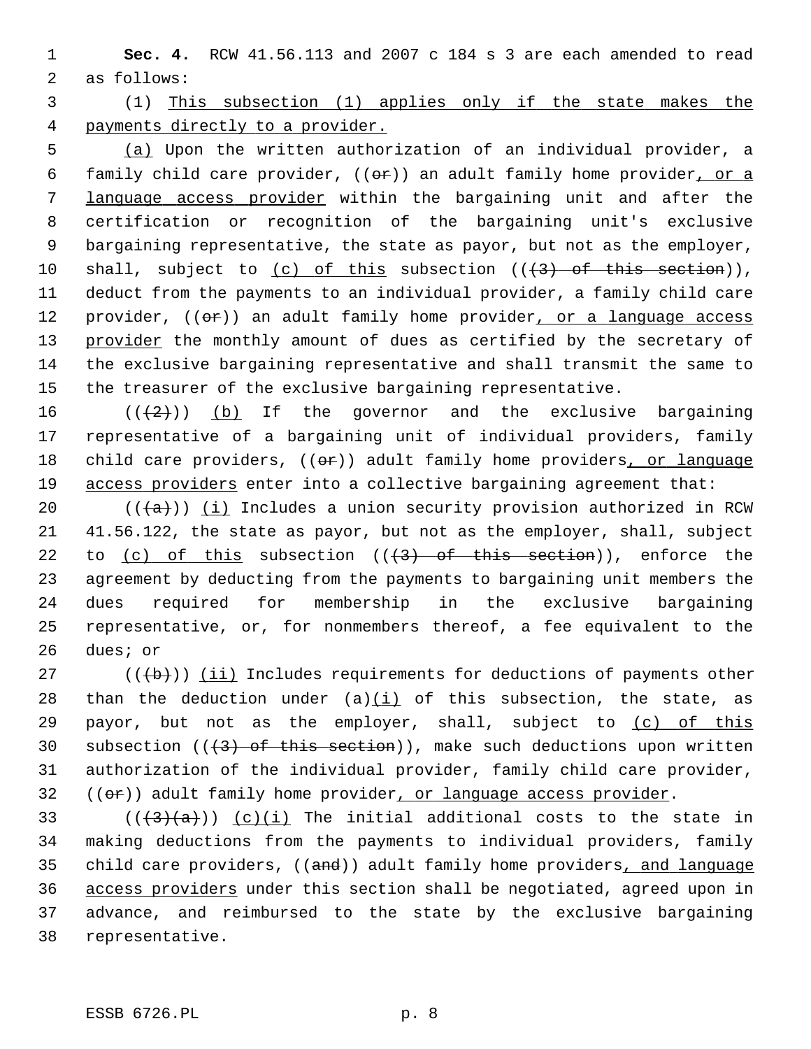**Sec. 4.** RCW 41.56.113 and 2007 c 184 s 3 are each amended to read as follows:

(1) This subsection (1) applies only if the state makes the payments directly to a provider.

(a) Upon the written authorization of an individual provider, a family child care provider, ((or)) an adult family home provider, or a language access provider within the bargaining unit and after the certification or recognition of the bargaining unit's exclusive bargaining representative, the state as payor, but not as the employer, shall, subject to (c) of this subsection (((3) of this section)), deduct from the payments to an individual provider, a family child care provider, ((or)) an adult family home provider, or a language access provider the monthly amount of dues as certified by the secretary of the exclusive bargaining representative and shall transmit the same to the treasurer of the exclusive bargaining representative.

(((2))) (b) If the governor and the exclusive bargaining representative of a bargaining unit of individual providers, family child care providers, ((or)) adult family home providers, or language access providers enter into a collective bargaining agreement that:

(((a))) (i) Includes a union security provision authorized in RCW 41.56.122, the state as payor, but not as the employer, shall, subject to (c) of this subsection (((3) of this section)), enforce the agreement by deducting from the payments to bargaining unit members the dues required for membership in the exclusive bargaining representative, or, for nonmembers thereof, a fee equivalent to the dues; or

(((b))) (ii) Includes requirements for deductions of payments other than the deduction under (a)(i) of this subsection, the state, as payor, but not as the employer, shall, subject to (c) of this subsection (((3) of this section)), make such deductions upon written authorization of the individual provider, family child care provider, ((or)) adult family home provider, or language access provider.

(((3)(a))) (c)(i) The initial additional costs to the state in making deductions from the payments to individual providers, family child care providers, ((and)) adult family home providers, and language access providers under this section shall be negotiated, agreed upon in advance, and reimbursed to the state by the exclusive bargaining representative.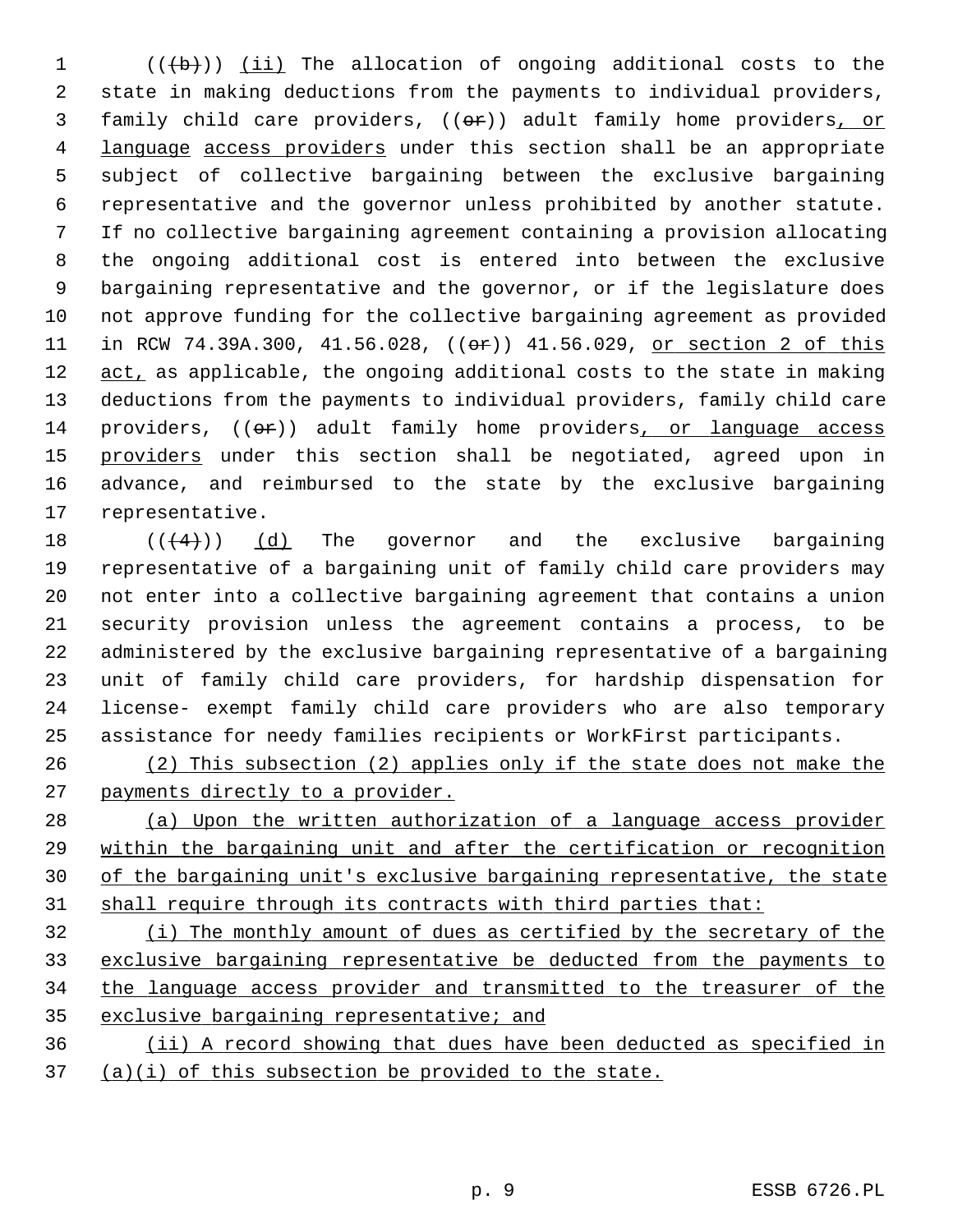((~~(b)~~)) <u>(ii)</u> The allocation of ongoing additional costs to the state in making deductions from the payments to individual providers, family child care providers, ((~~or~~)) adult family home providers<u>, or language access providers</u> under this section shall be an appropriate subject of collective bargaining between the exclusive bargaining representative and the governor unless prohibited by another statute. If no collective bargaining agreement containing a provision allocating the ongoing additional cost is entered into between the exclusive bargaining representative and the governor, or if the legislature does not approve funding for the collective bargaining agreement as provided in RCW 74.39A.300, 41.56.028, ((~~or~~)) 41.56.029, <u>or section 2 of this act,</u> as applicable, the ongoing additional costs to the state in making deductions from the payments to individual providers, family child care providers, ((~~or~~)) adult family home providers<u>, or language access providers</u> under this section shall be negotiated, agreed upon in advance, and reimbursed to the state by the exclusive bargaining representative.

((~~(4)~~)) <u>(d)</u> The governor and the exclusive bargaining representative of a bargaining unit of family child care providers may not enter into a collective bargaining agreement that contains a union security provision unless the agreement contains a process, to be administered by the exclusive bargaining representative of a bargaining unit of family child care providers, for hardship dispensation for license- exempt family child care providers who are also temporary assistance for needy families recipients or WorkFirst participants.

<u>(2) This subsection (2) applies only if the state does not make the payments directly to a provider.</u>

<u>(a) Upon the written authorization of a language access provider within the bargaining unit and after the certification or recognition of the bargaining unit's exclusive bargaining representative, the state shall require through its contracts with third parties that:</u>

<u>(i) The monthly amount of dues as certified by the secretary of the exclusive bargaining representative be deducted from the payments to the language access provider and transmitted to the treasurer of the exclusive bargaining representative; and</u>

<u>(ii) A record showing that dues have been deducted as specified in (a)(i) of this subsection be provided to the state.</u>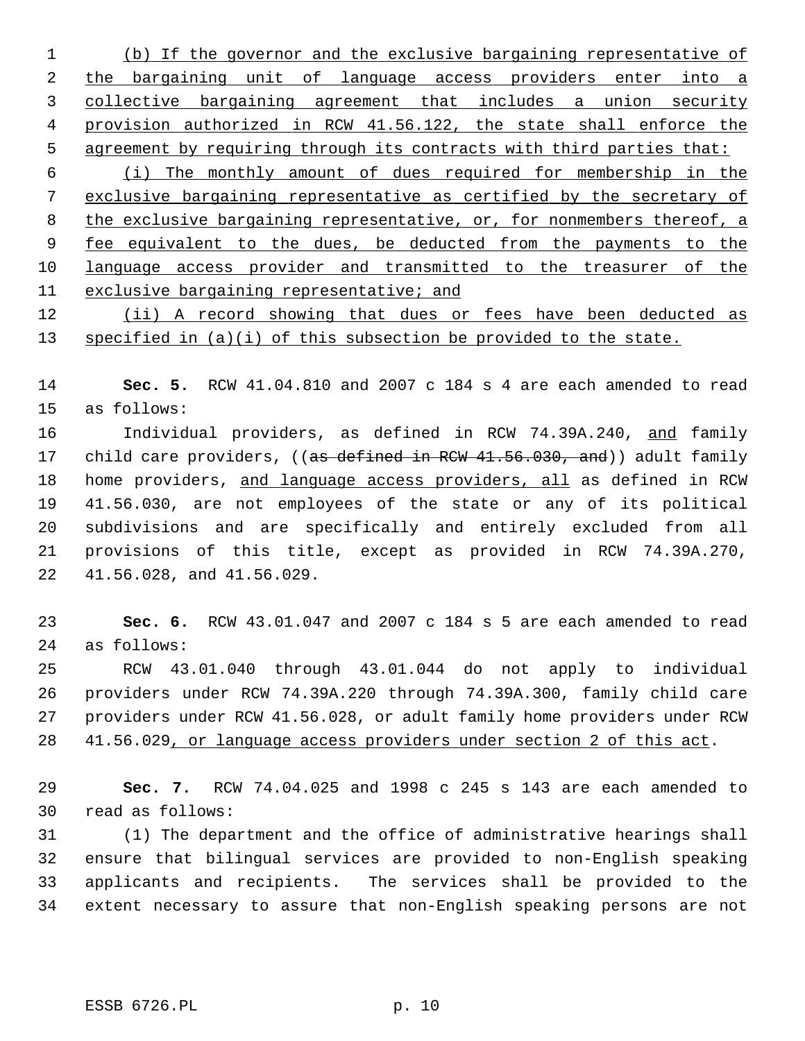(b) If the governor and the exclusive bargaining representative of the bargaining unit of language access providers enter into a collective bargaining agreement that includes a union security provision authorized in RCW 41.56.122, the state shall enforce the agreement by requiring through its contracts with third parties that:

(i) The monthly amount of dues required for membership in the exclusive bargaining representative as certified by the secretary of the exclusive bargaining representative, or, for nonmembers thereof, a fee equivalent to the dues, be deducted from the payments to the language access provider and transmitted to the treasurer of the exclusive bargaining representative; and

(ii) A record showing that dues or fees have been deducted as specified in (a)(i) of this subsection be provided to the state.

**Sec. 5.** RCW 41.04.810 and 2007 c 184 s 4 are each amended to read as follows:

Individual providers, as defined in RCW 74.39A.240, and family child care providers, ((~~as defined in RCW 41.56.030, and~~)) adult family home providers, and language access providers, all as defined in RCW 41.56.030, are not employees of the state or any of its political subdivisions and are specifically and entirely excluded from all provisions of this title, except as provided in RCW 74.39A.270, 41.56.028, and 41.56.029.

**Sec. 6.** RCW 43.01.047 and 2007 c 184 s 5 are each amended to read as follows:

RCW 43.01.040 through 43.01.044 do not apply to individual providers under RCW 74.39A.220 through 74.39A.300, family child care providers under RCW 41.56.028, or adult family home providers under RCW 41.56.029, or language access providers under section 2 of this act.

**Sec. 7.** RCW 74.04.025 and 1998 c 245 s 143 are each amended to read as follows:

(1) The department and the office of administrative hearings shall ensure that bilingual services are provided to non-English speaking applicants and recipients. The services shall be provided to the extent necessary to assure that non-English speaking persons are not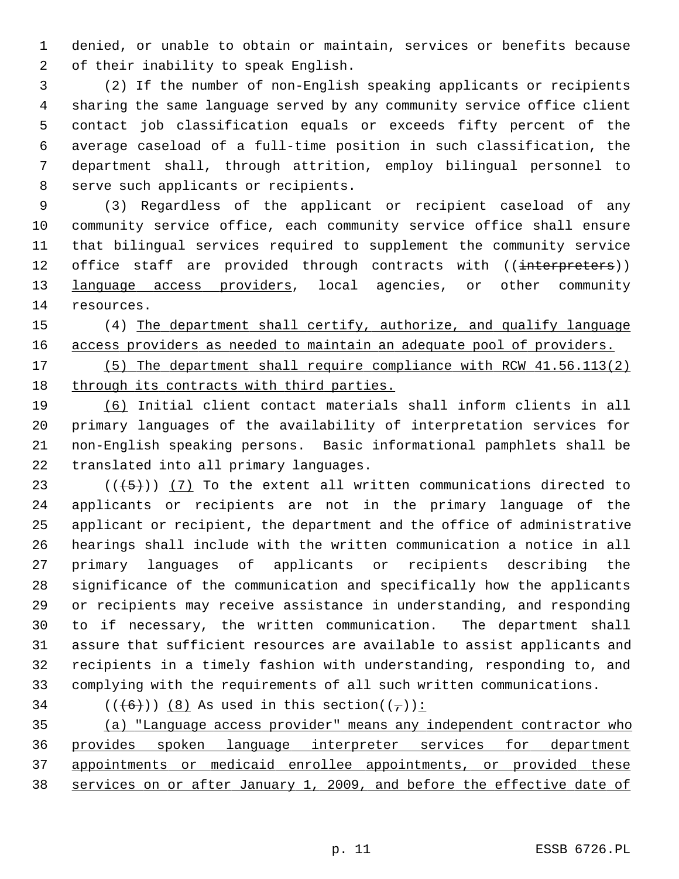denied, or unable to obtain or maintain, services or benefits because of their inability to speak English.

(2) If the number of non-English speaking applicants or recipients sharing the same language served by any community service office client contact job classification equals or exceeds fifty percent of the average caseload of a full-time position in such classification, the department shall, through attrition, employ bilingual personnel to serve such applicants or recipients.

(3) Regardless of the applicant or recipient caseload of any community service office, each community service office shall ensure that bilingual services required to supplement the community service office staff are provided through contracts with ((~~interpreters~~)) language access providers, local agencies, or other community resources.

(4) The department shall certify, authorize, and qualify language access providers as needed to maintain an adequate pool of providers.

(5) The department shall require compliance with RCW 41.56.113(2) through its contracts with third parties.

(6) Initial client contact materials shall inform clients in all primary languages of the availability of interpretation services for non-English speaking persons. Basic informational pamphlets shall be translated into all primary languages.

((~~(5)~~)) (7) To the extent all written communications directed to applicants or recipients are not in the primary language of the applicant or recipient, the department and the office of administrative hearings shall include with the written communication a notice in all primary languages of applicants or recipients describing the significance of the communication and specifically how the applicants or recipients may receive assistance in understanding, and responding to if necessary, the written communication. The department shall assure that sufficient resources are available to assist applicants and recipients in a timely fashion with understanding, responding to, and complying with the requirements of all such written communications.

((~~(6)~~)) (8) As used in this section((~~,~~)):

(a) "Language access provider" means any independent contractor who provides spoken language interpreter services for department appointments or medicaid enrollee appointments, or provided these services on or after January 1, 2009, and before the effective date of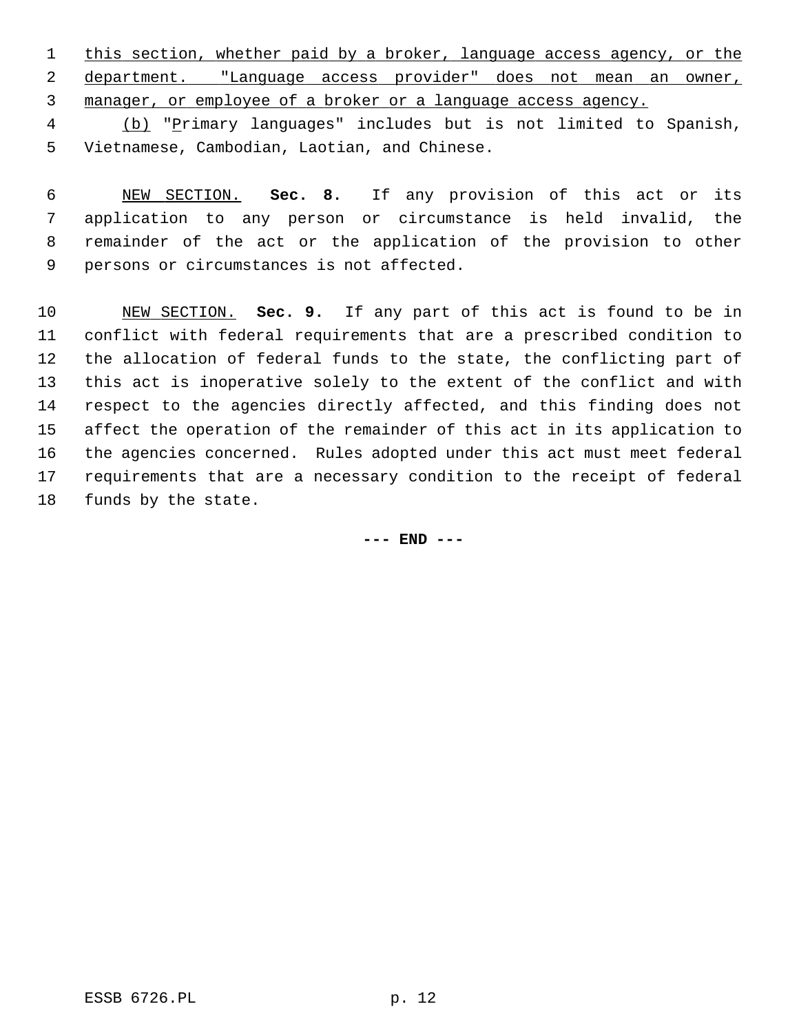this section, whether paid by a broker, language access agency, or the department. "Language access provider" does not mean an owner, manager, or employee of a broker or a language access agency.

(b) "Primary languages" includes but is not limited to Spanish, Vietnamese, Cambodian, Laotian, and Chinese.

NEW SECTION. **Sec. 8.** If any provision of this act or its application to any person or circumstance is held invalid, the remainder of the act or the application of the provision to other persons or circumstances is not affected.

NEW SECTION. **Sec. 9.** If any part of this act is found to be in conflict with federal requirements that are a prescribed condition to the allocation of federal funds to the state, the conflicting part of this act is inoperative solely to the extent of the conflict and with respect to the agencies directly affected, and this finding does not affect the operation of the remainder of this act in its application to the agencies concerned. Rules adopted under this act must meet federal requirements that are a necessary condition to the receipt of federal funds by the state.

**--- END ---**